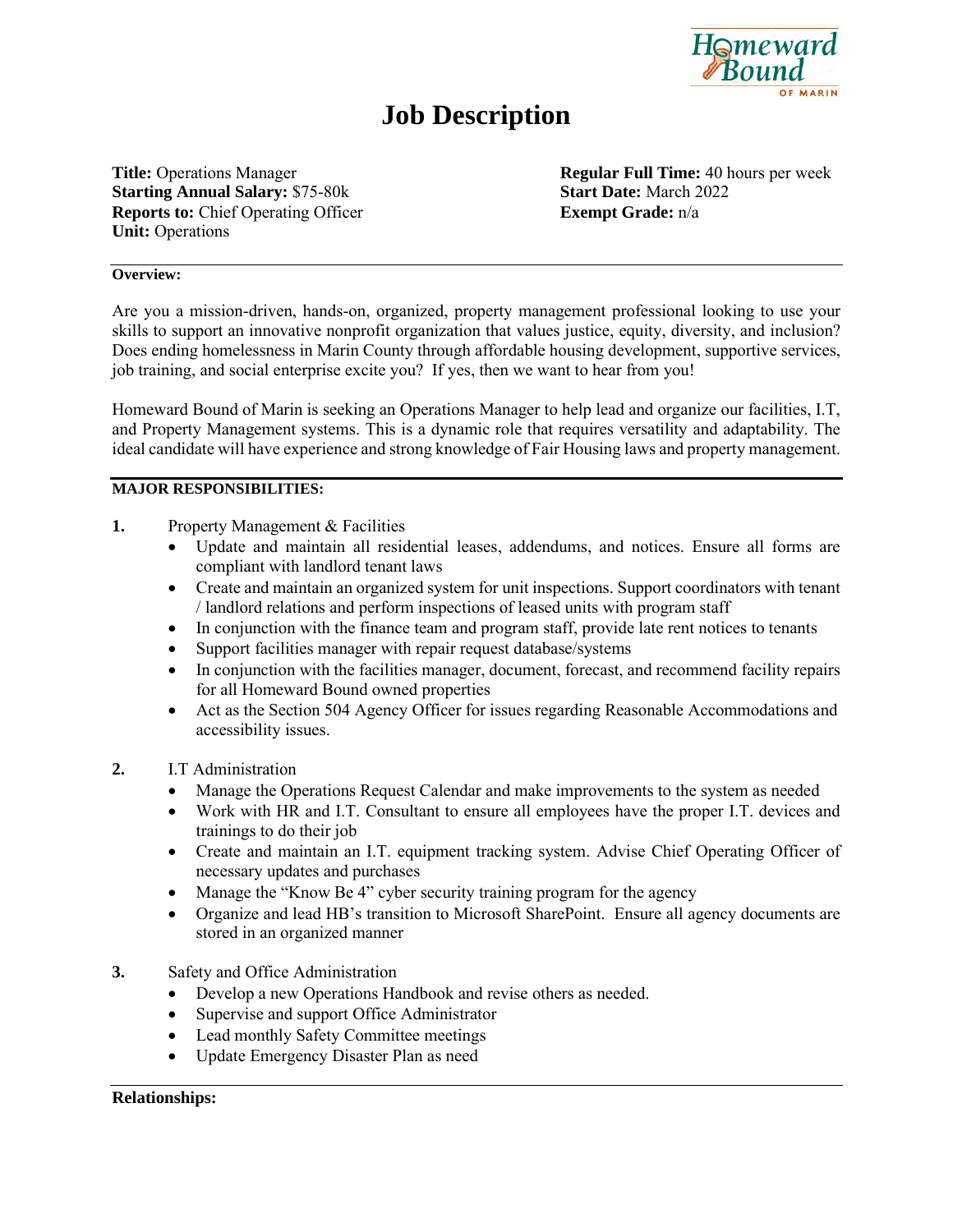# Job Description

**Title:** Operations Manager
**Starting Annual Salary:** $75-80k
**Reports to:** Chief Operating Officer
**Unit:** Operations

**Regular Full Time:** 40 hours per week
**Start Date:** March 2022
**Exempt Grade:** n/a

---

**Overview:**

Are you a mission-driven, hands-on, organized, property management professional looking to use your skills to support an innovative nonprofit organization that values justice, equity, diversity, and inclusion? Does ending homelessness in Marin County through affordable housing development, supportive services, job training, and social enterprise excite you? If yes, then we want to hear from you!

Homeward Bound of Marin is seeking an Operations Manager to help lead and organize our facilities, I.T, and Property Management systems. This is a dynamic role that requires versatility and adaptability. The ideal candidate will have experience and strong knowledge of Fair Housing laws and property management.

---

**MAJOR RESPONSIBILITIES:**

1. Property Management & Facilities
   - Update and maintain all residential leases, addendums, and notices. Ensure all forms are compliant with landlord tenant laws
   - Create and maintain an organized system for unit inspections. Support coordinators with tenant / landlord relations and perform inspections of leased units with program staff
   - In conjunction with the finance team and program staff, provide late rent notices to tenants
   - Support facilities manager with repair request database/systems
   - In conjunction with the facilities manager, document, forecast, and recommend facility repairs for all Homeward Bound owned properties
   - Act as the Section 504 Agency Officer for issues regarding Reasonable Accommodations and accessibility issues.

2. I.T Administration
   - Manage the Operations Request Calendar and make improvements to the system as needed
   - Work with HR and I.T. Consultant to ensure all employees have the proper I.T. devices and trainings to do their job
   - Create and maintain an I.T. equipment tracking system. Advise Chief Operating Officer of necessary updates and purchases
   - Manage the "Know Be 4" cyber security training program for the agency
   - Organize and lead HB's transition to Microsoft SharePoint. Ensure all agency documents are stored in an organized manner

3. Safety and Office Administration
   - Develop a new Operations Handbook and revise others as needed.
   - Supervise and support Office Administrator
   - Lead monthly Safety Committee meetings
   - Update Emergency Disaster Plan as need

---

**Relationships:**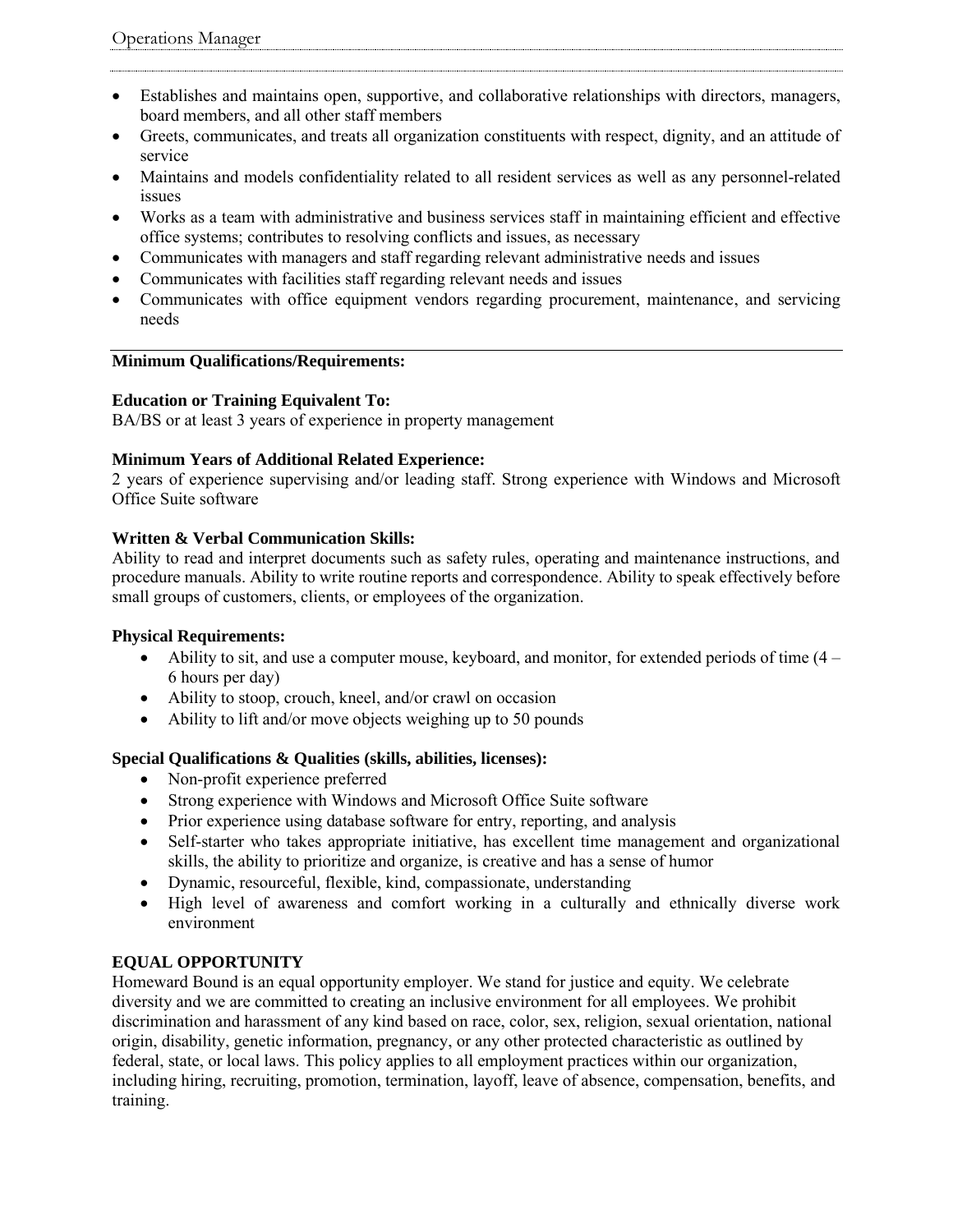- Establishes and maintains open, supportive, and collaborative relationships with directors, managers, board members, and all other staff members
- Greets, communicates, and treats all organization constituents with respect, dignity, and an attitude of service
- Maintains and models confidentiality related to all resident services as well as any personnel-related issues
- Works as a team with administrative and business services staff in maintaining efficient and effective office systems; contributes to resolving conflicts and issues, as necessary
- Communicates with managers and staff regarding relevant administrative needs and issues
- Communicates with facilities staff regarding relevant needs and issues
- Communicates with office equipment vendors regarding procurement, maintenance, and servicing needs

---

**Minimum Qualifications/Requirements:**

**Education or Training Equivalent To:**
BA/BS or at least 3 years of experience in property management

**Minimum Years of Additional Related Experience:**
2 years of experience supervising and/or leading staff. Strong experience with Windows and Microsoft Office Suite software

**Written & Verbal Communication Skills:**
Ability to read and interpret documents such as safety rules, operating and maintenance instructions, and procedure manuals. Ability to write routine reports and correspondence. Ability to speak effectively before small groups of customers, clients, or employees of the organization.

**Physical Requirements:**

- Ability to sit, and use a computer mouse, keyboard, and monitor, for extended periods of time (4 – 6 hours per day)
- Ability to stoop, crouch, kneel, and/or crawl on occasion
- Ability to lift and/or move objects weighing up to 50 pounds

**Special Qualifications & Qualities (skills, abilities, licenses):**

- Non-profit experience preferred
- Strong experience with Windows and Microsoft Office Suite software
- Prior experience using database software for entry, reporting, and analysis
- Self-starter who takes appropriate initiative, has excellent time management and organizational skills, the ability to prioritize and organize, is creative and has a sense of humor
- Dynamic, resourceful, flexible, kind, compassionate, understanding
- High level of awareness and comfort working in a culturally and ethnically diverse work environment

**EQUAL OPPORTUNITY**

Homeward Bound is an equal opportunity employer. We stand for justice and equity. We celebrate diversity and we are committed to creating an inclusive environment for all employees. We prohibit discrimination and harassment of any kind based on race, color, sex, religion, sexual orientation, national origin, disability, genetic information, pregnancy, or any other protected characteristic as outlined by federal, state, or local laws. This policy applies to all employment practices within our organization, including hiring, recruiting, promotion, termination, layoff, leave of absence, compensation, benefits, and training.